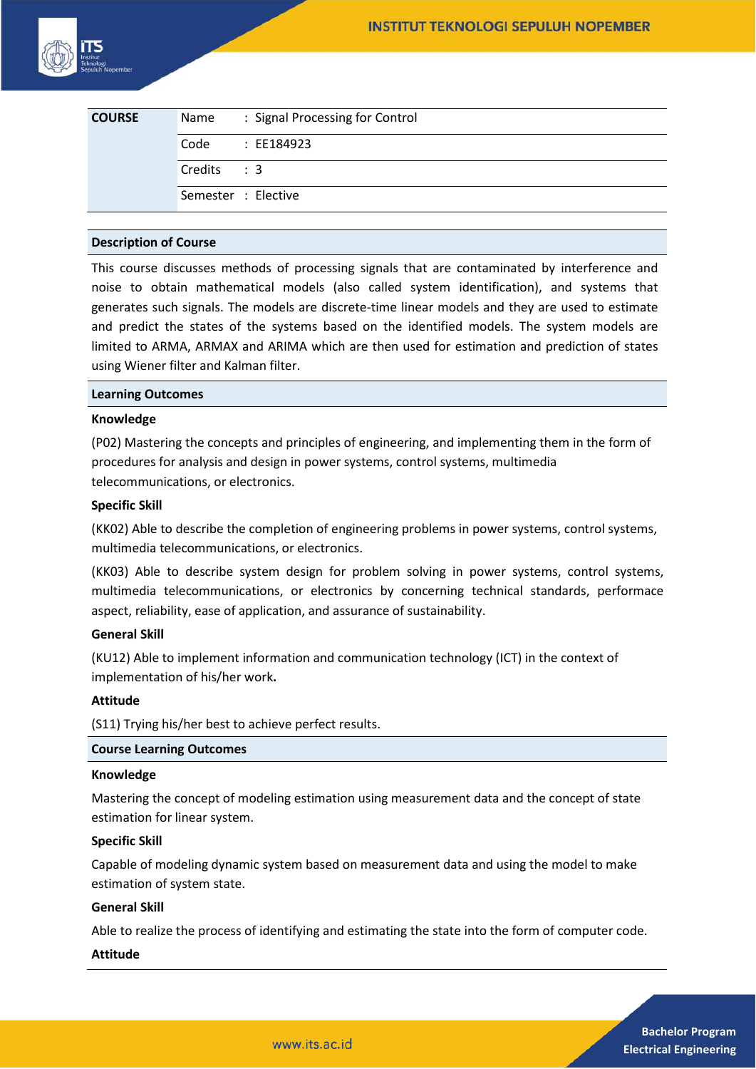| COURSE | | |
|---|---|---|
| | Name | : Signal Processing for Control |
| | Code | : EE184923 |
| | Credits | : 3 |
| | Semester | : Elective |

## Description of Course

This course discusses methods of processing signals that are contaminated by interference and noise to obtain mathematical models (also called system identification), and systems that generates such signals. The models are discrete-time linear models and they are used to estimate and predict the states of the systems based on the identified models. The system models are limited to ARMA, ARMAX and ARIMA which are then used for estimation and prediction of states using Wiener filter and Kalman filter.

## Learning Outcomes

### Knowledge

(P02) Mastering the concepts and principles of engineering, and implementing them in the form of procedures for analysis and design in power systems, control systems, multimedia telecommunications, or electronics.

### Specific Skill

(KK02) Able to describe the completion of engineering problems in power systems, control systems, multimedia telecommunications, or electronics.

(KK03) Able to describe system design for problem solving in power systems, control systems, multimedia telecommunications, or electronics by concerning technical standards, performace aspect, reliability, ease of application, and assurance of sustainability.

### General Skill

(KU12) Able to implement information and communication technology (ICT) in the context of implementation of his/her work.

### Attitude

(S11) Trying his/her best to achieve perfect results.

## Course Learning Outcomes

### Knowledge

Mastering the concept of modeling estimation using measurement data and the concept of state estimation for linear system.

### Specific Skill

Capable of modeling dynamic system based on measurement data and using the model to make estimation of system state.

### General Skill

Able to realize the process of identifying and estimating the state into the form of computer code.

### Attitude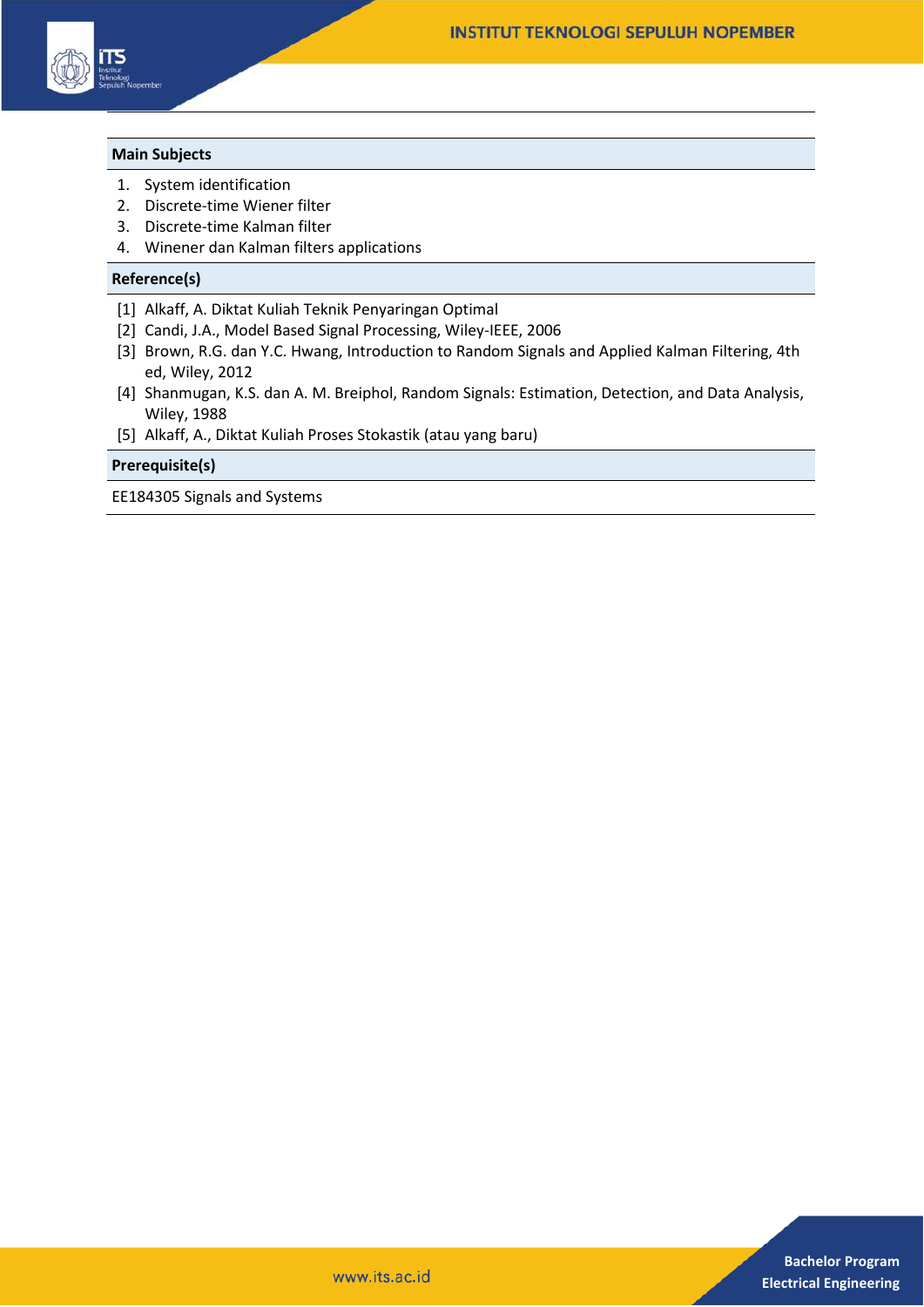## Main Subjects

1. System identification
2. Discrete-time Wiener filter
3. Discrete-time Kalman filter
4. Winener dan Kalman filters applications

## Reference(s)

[1] Alkaff, A. Diktat Kuliah Teknik Penyaringan Optimal
[2] Candi, J.A., Model Based Signal Processing, Wiley-IEEE, 2006
[3] Brown, R.G. dan Y.C. Hwang, Introduction to Random Signals and Applied Kalman Filtering, 4th ed, Wiley, 2012
[4] Shanmugan, K.S. dan A. M. Breiphol, Random Signals: Estimation, Detection, and Data Analysis, Wiley, 1988
[5] Alkaff, A., Diktat Kuliah Proses Stokastik (atau yang baru)

## Prerequisite(s)

EE184305 Signals and Systems